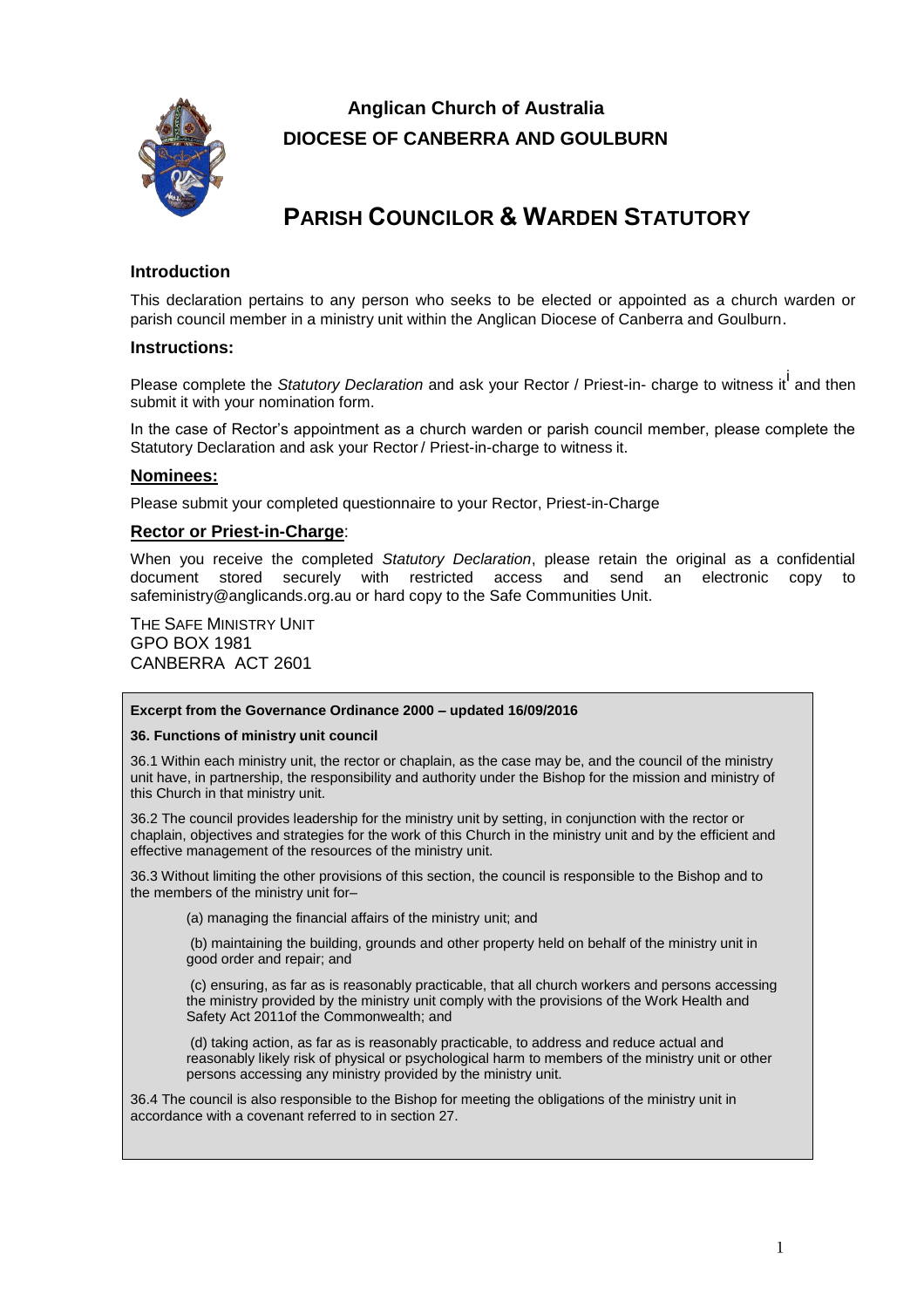# Anglican Church of Australia
## DIOCESE OF CANBERRA AND GOULBURN

# PARISH COUNCILOR & WARDEN STATUTORY

### Introduction

This declaration pertains to any person who seeks to be elected or appointed as a church warden or parish council member in a ministry unit within the Anglican Diocese of Canberra and Goulburn.

### Instructions:

Please complete the *Statutory Declaration* and ask your Rector / Priest-in- charge to witness it[i] and then submit it with your nomination form.

In the case of Rector's appointment as a church warden or parish council member, please complete the Statutory Declaration and ask your Rector / Priest-in-charge to witness it.

### Nominees:

Please submit your completed questionnaire to your Rector, Priest-in-Charge

### Rector or Priest-in-Charge:

When you receive the completed *Statutory Declaration*, please retain the original as a confidential document stored securely with restricted access and send an electronic copy to safeministry@anglicands.org.au or hard copy to the Safe Communities Unit.

THE SAFE MINISTRY UNIT
GPO BOX 1981
CANBERRA ACT 2601

**Excerpt from the Governance Ordinance 2000 – updated 16/09/2016**

**36. Functions of ministry unit council**

36.1 Within each ministry unit, the rector or chaplain, as the case may be, and the council of the ministry unit have, in partnership, the responsibility and authority under the Bishop for the mission and ministry of this Church in that ministry unit.

36.2 The council provides leadership for the ministry unit by setting, in conjunction with the rector or chaplain, objectives and strategies for the work of this Church in the ministry unit and by the efficient and effective management of the resources of the ministry unit.

36.3 Without limiting the other provisions of this section, the council is responsible to the Bishop and to the members of the ministry unit for–

(a) managing the financial affairs of the ministry unit; and

(b) maintaining the building, grounds and other property held on behalf of the ministry unit in good order and repair; and

(c) ensuring, as far as is reasonably practicable, that all church workers and persons accessing the ministry provided by the ministry unit comply with the provisions of the Work Health and Safety Act 2011of the Commonwealth; and

(d) taking action, as far as is reasonably practicable, to address and reduce actual and reasonably likely risk of physical or psychological harm to members of the ministry unit or other persons accessing any ministry provided by the ministry unit.

36.4 The council is also responsible to the Bishop for meeting the obligations of the ministry unit in accordance with a covenant referred to in section 27.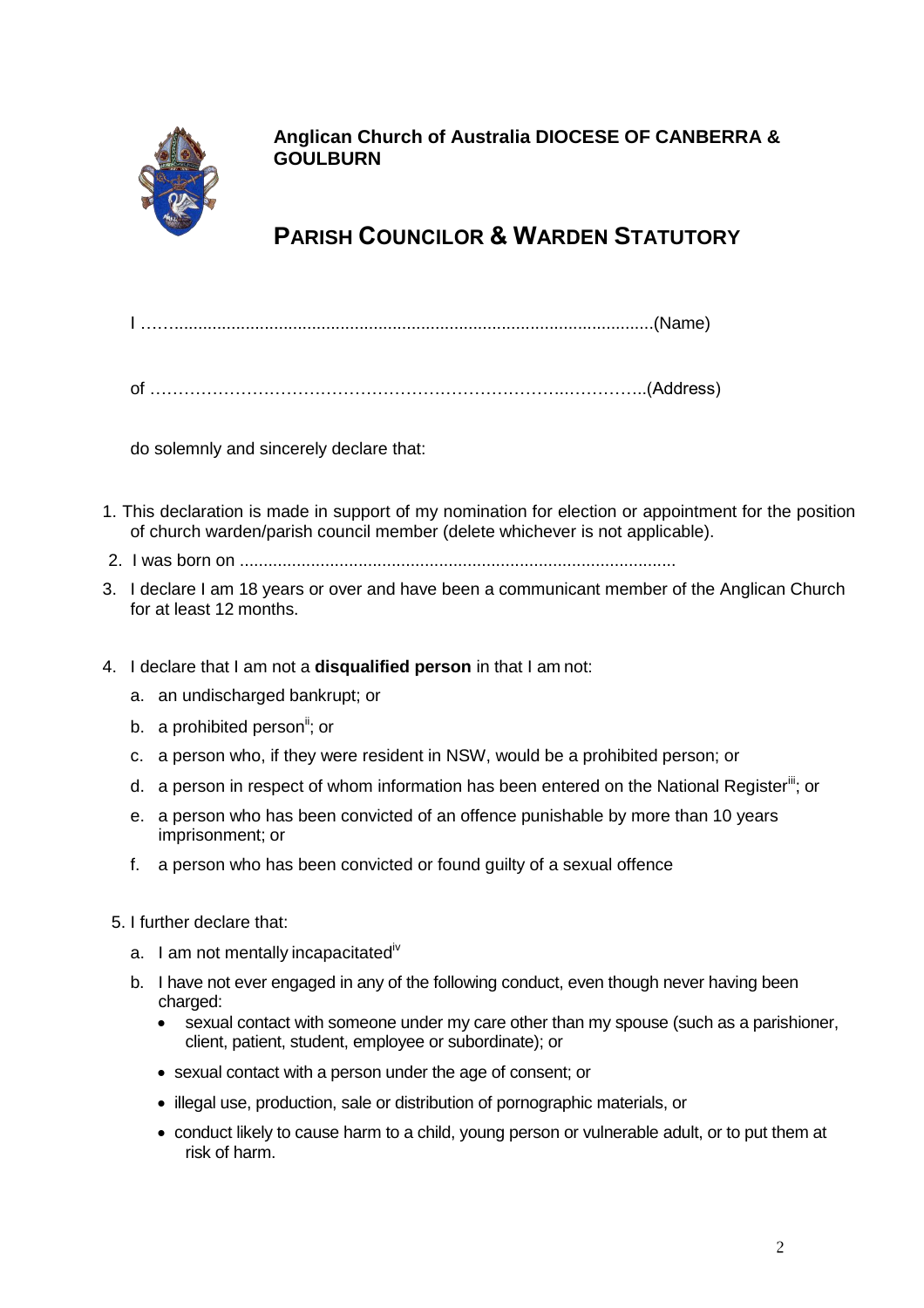**Anglican Church of Australia DIOCESE OF CANBERRA & GOULBURN**

# PARISH COUNCILOR & WARDEN STATUTORY

I …….....................................................................................................(Name)

of ……………………………………………………………….…………..(Address)

do solemnly and sincerely declare that:

1. This declaration is made in support of my nomination for election or appointment for the position of church warden/parish council member (delete whichever is not applicable).
2. I was born on ...........................................................................................
3. I declare I am 18 years or over and have been a communicant member of the Anglican Church for at least 12 months.
4. I declare that I am not a **disqualified person** in that I am not:
   a. an undischarged bankrupt; or
   b. a prohibited person[ii]; or
   c. a person who, if they were resident in NSW, would be a prohibited person; or
   d. a person in respect of whom information has been entered on the National Register[iii]; or
   e. a person who has been convicted of an offence punishable by more than 10 years imprisonment; or
   f. a person who has been convicted or found guilty of a sexual offence
5. I further declare that:
   a. I am not mentally incapacitated[iv]
   b. I have not ever engaged in any of the following conduct, even though never having been charged:
      - sexual contact with someone under my care other than my spouse (such as a parishioner, client, patient, student, employee or subordinate); or
      - sexual contact with a person under the age of consent; or
      - illegal use, production, sale or distribution of pornographic materials, or
      - conduct likely to cause harm to a child, young person or vulnerable adult, or to put them at risk of harm.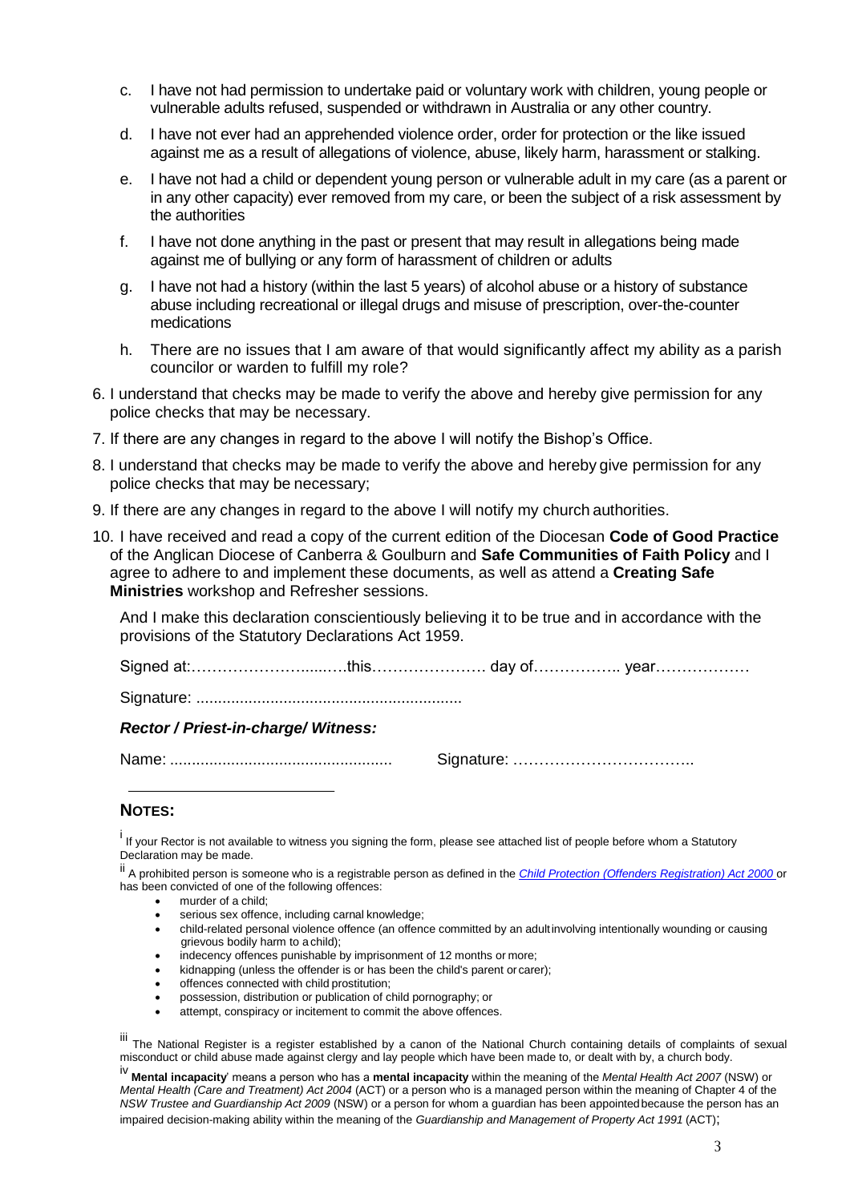c. I have not had permission to undertake paid or voluntary work with children, young people or vulnerable adults refused, suspended or withdrawn in Australia or any other country.

d. I have not ever had an apprehended violence order, order for protection or the like issued against me as a result of allegations of violence, abuse, likely harm, harassment or stalking.

e. I have not had a child or dependent young person or vulnerable adult in my care (as a parent or in any other capacity) ever removed from my care, or been the subject of a risk assessment by the authorities

f. I have not done anything in the past or present that may result in allegations being made against me of bullying or any form of harassment of children or adults

g. I have not had a history (within the last 5 years) of alcohol abuse or a history of substance abuse including recreational or illegal drugs and misuse of prescription, over-the-counter medications

h. There are no issues that I am aware of that would significantly affect my ability as a parish councilor or warden to fulfill my role?

6. I understand that checks may be made to verify the above and hereby give permission for any police checks that may be necessary.
7. If there are any changes in regard to the above I will notify the Bishop's Office.
8. I understand that checks may be made to verify the above and hereby give permission for any police checks that may be necessary;
9. If there are any changes in regard to the above I will notify my church authorities.
10. I have received and read a copy of the current edition of the Diocesan **Code of Good Practice** of the Anglican Diocese of Canberra & Goulburn and **Safe Communities of Faith Policy** and I agree to adhere to and implement these documents, as well as attend a **Creating Safe Ministries** workshop and Refresher sessions.

And I make this declaration conscientiously believing it to be true and in accordance with the provisions of the Statutory Declarations Act 1959.

Signed at:……………………......….this…………………. day of…………….. year………………

Signature: ............................................................

***Rector / Priest-in-charge/ Witness:***

Name: ..................................................  Signature: ……………………………..

---

**NOTES:**

[i] If your Rector is not available to witness you signing the form, please see attached list of people before whom a Statutory Declaration may be made.

[ii] A prohibited person is someone who is a registrable person as defined in the *Child Protection (Offenders Registration) Act 2000* or has been convicted of one of the following offences:

- murder of a child;
- serious sex offence, including carnal knowledge;
- child-related personal violence offence (an offence committed by an adult involving intentionally wounding or causing grievous bodily harm to a child);
- indecency offences punishable by imprisonment of 12 months or more;
- kidnapping (unless the offender is or has been the child's parent or carer);
- offences connected with child prostitution;
- possession, distribution or publication of child pornography; or
- attempt, conspiracy or incitement to commit the above offences.

[iii] The National Register is a register established by a canon of the National Church containing details of complaints of sexual misconduct or child abuse made against clergy and lay people which have been made to, or dealt with by, a church body.

[iv] **Mental incapacity**' means a person who has a **mental incapacity** within the meaning of the *Mental Health Act 2007* (NSW) or *Mental Health (Care and Treatment) Act 2004* (ACT) or a person who is a managed person within the meaning of Chapter 4 of the *NSW Trustee and Guardianship Act 2009* (NSW) or a person for whom a guardian has been appointed because the person has an impaired decision-making ability within the meaning of the *Guardianship and Management of Property Act 1991* (ACT);